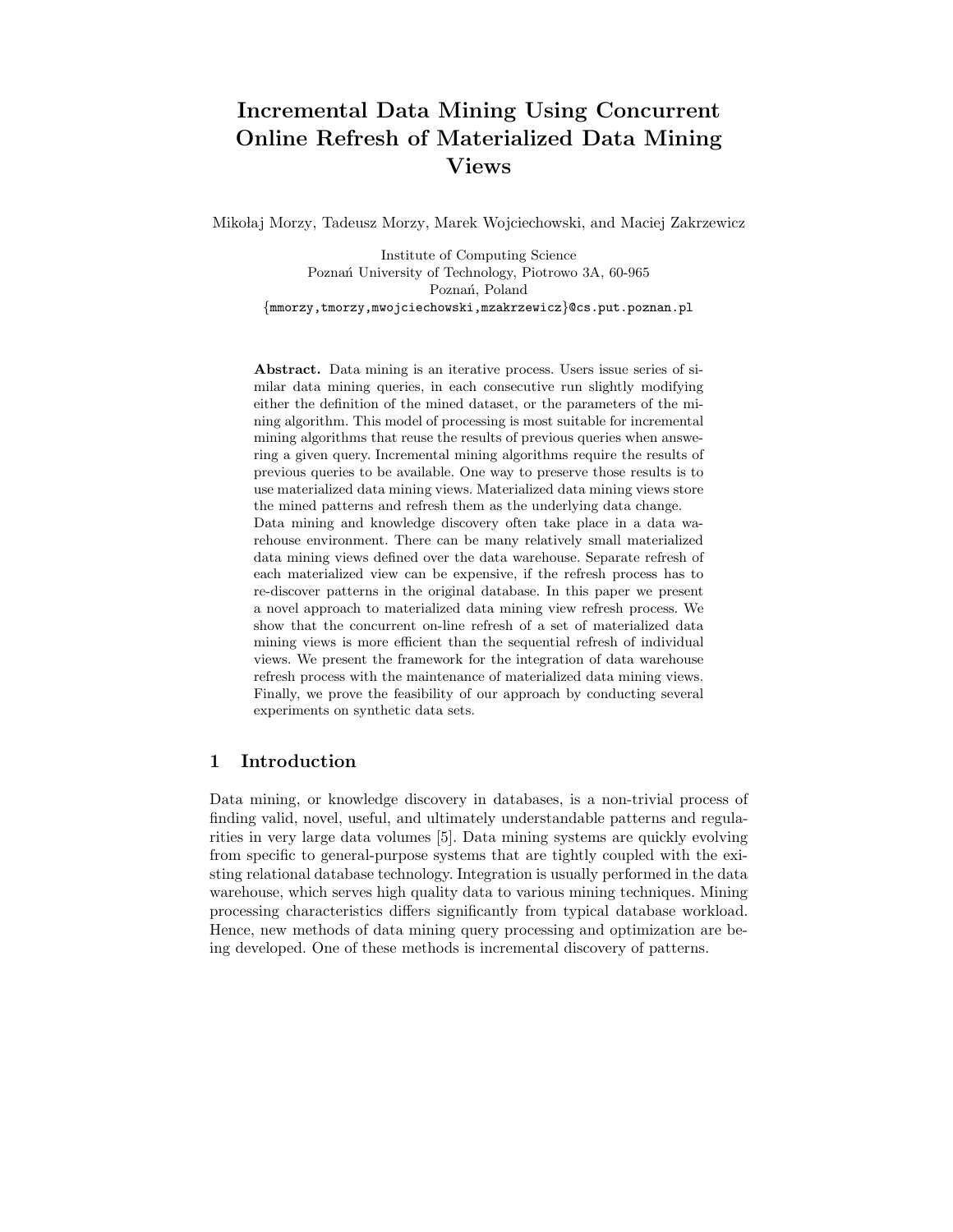# Incremental Data Mining Using Concurrent Online Refresh of Materialized Data Mining Views

Mikołaj Morzy, Tadeusz Morzy, Marek Wojciechowski, and Maciej Zakrzewicz

Institute of Computing Science
Poznań University of Technology, Piotrowo 3A, 60-965
Poznań, Poland
{mmorzy,tmorzy,mwojciechowski,mzakrzewicz}@cs.put.poznan.pl

**Abstract.** Data mining is an iterative process. Users issue series of similar data mining queries, in each consecutive run slightly modifying either the definition of the mined dataset, or the parameters of the mining algorithm. This model of processing is most suitable for incremental mining algorithms that reuse the results of previous queries when answering a given query. Incremental mining algorithms require the results of previous queries to be available. One way to preserve those results is to use materialized data mining views. Materialized data mining views store the mined patterns and refresh them as the underlying data change.
Data mining and knowledge discovery often take place in a data warehouse environment. There can be many relatively small materialized data mining views defined over the data warehouse. Separate refresh of each materialized view can be expensive, if the refresh process has to re-discover patterns in the original database. In this paper we present a novel approach to materialized data mining view refresh process. We show that the concurrent on-line refresh of a set of materialized data mining views is more efficient than the sequential refresh of individual views. We present the framework for the integration of data warehouse refresh process with the maintenance of materialized data mining views. Finally, we prove the feasibility of our approach by conducting several experiments on synthetic data sets.

## 1 Introduction

Data mining, or knowledge discovery in databases, is a non-trivial process of finding valid, novel, useful, and ultimately understandable patterns and regularities in very large data volumes [5]. Data mining systems are quickly evolving from specific to general-purpose systems that are tightly coupled with the existing relational database technology. Integration is usually performed in the data warehouse, which serves high quality data to various mining techniques. Mining processing characteristics differs significantly from typical database workload. Hence, new methods of data mining query processing and optimization are being developed. One of these methods is incremental discovery of patterns.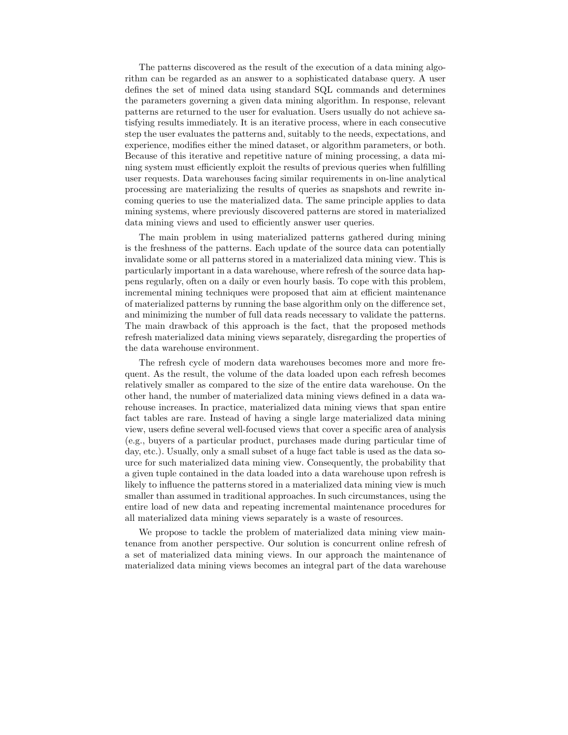The patterns discovered as the result of the execution of a data mining algorithm can be regarded as an answer to a sophisticated database query. A user defines the set of mined data using standard SQL commands and determines the parameters governing a given data mining algorithm. In response, relevant patterns are returned to the user for evaluation. Users usually do not achieve satisfying results immediately. It is an iterative process, where in each consecutive step the user evaluates the patterns and, suitably to the needs, expectations, and experience, modifies either the mined dataset, or algorithm parameters, or both. Because of this iterative and repetitive nature of mining processing, a data mining system must efficiently exploit the results of previous queries when fulfilling user requests. Data warehouses facing similar requirements in on-line analytical processing are materializing the results of queries as snapshots and rewrite incoming queries to use the materialized data. The same principle applies to data mining systems, where previously discovered patterns are stored in materialized data mining views and used to efficiently answer user queries.

The main problem in using materialized patterns gathered during mining is the freshness of the patterns. Each update of the source data can potentially invalidate some or all patterns stored in a materialized data mining view. This is particularly important in a data warehouse, where refresh of the source data happens regularly, often on a daily or even hourly basis. To cope with this problem, incremental mining techniques were proposed that aim at efficient maintenance of materialized patterns by running the base algorithm only on the difference set, and minimizing the number of full data reads necessary to validate the patterns. The main drawback of this approach is the fact, that the proposed methods refresh materialized data mining views separately, disregarding the properties of the data warehouse environment.

The refresh cycle of modern data warehouses becomes more and more frequent. As the result, the volume of the data loaded upon each refresh becomes relatively smaller as compared to the size of the entire data warehouse. On the other hand, the number of materialized data mining views defined in a data warehouse increases. In practice, materialized data mining views that span entire fact tables are rare. Instead of having a single large materialized data mining view, users define several well-focused views that cover a specific area of analysis (e.g., buyers of a particular product, purchases made during particular time of day, etc.). Usually, only a small subset of a huge fact table is used as the data source for such materialized data mining view. Consequently, the probability that a given tuple contained in the data loaded into a data warehouse upon refresh is likely to influence the patterns stored in a materialized data mining view is much smaller than assumed in traditional approaches. In such circumstances, using the entire load of new data and repeating incremental maintenance procedures for all materialized data mining views separately is a waste of resources.

We propose to tackle the problem of materialized data mining view maintenance from another perspective. Our solution is concurrent online refresh of a set of materialized data mining views. In our approach the maintenance of materialized data mining views becomes an integral part of the data warehouse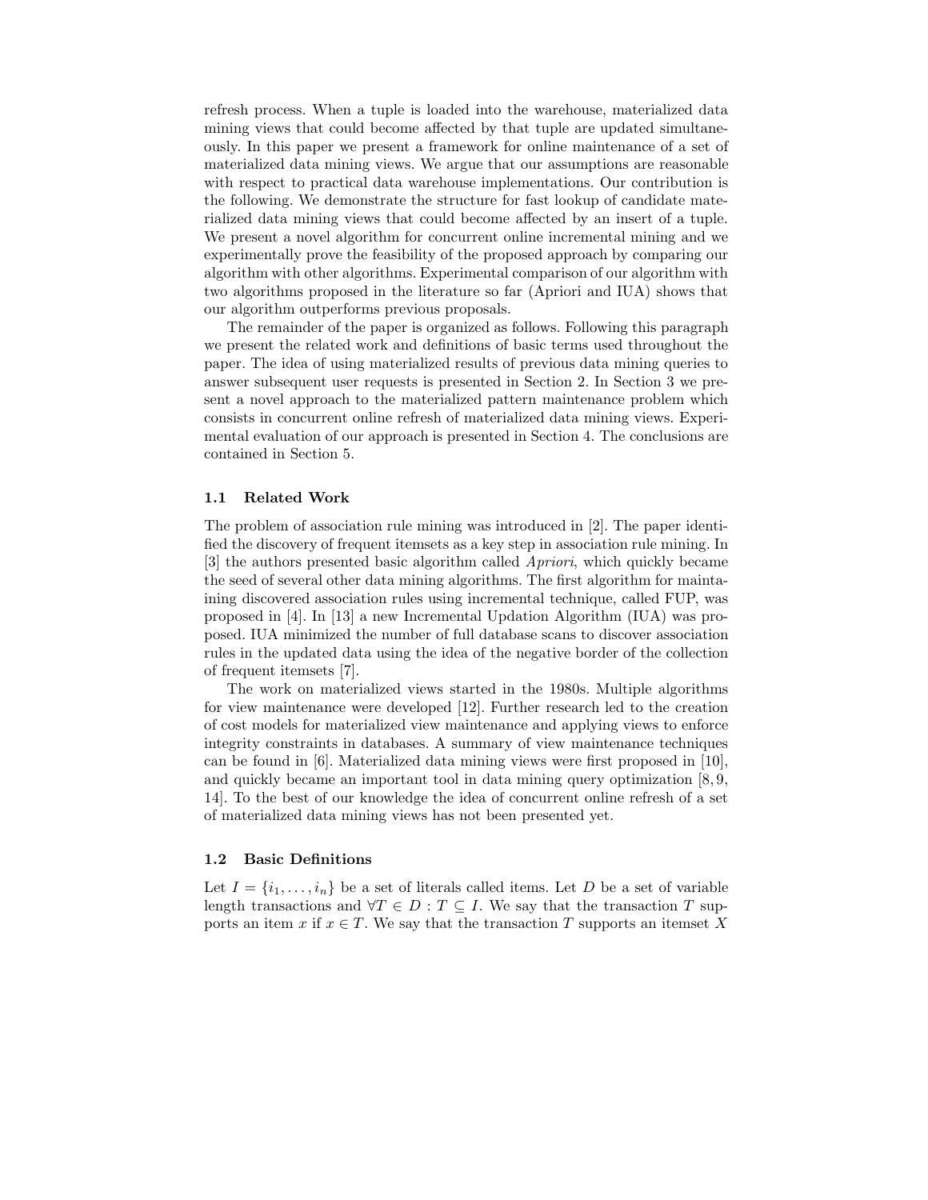refresh process. When a tuple is loaded into the warehouse, materialized data mining views that could become affected by that tuple are updated simultaneously. In this paper we present a framework for online maintenance of a set of materialized data mining views. We argue that our assumptions are reasonable with respect to practical data warehouse implementations. Our contribution is the following. We demonstrate the structure for fast lookup of candidate materialized data mining views that could become affected by an insert of a tuple. We present a novel algorithm for concurrent online incremental mining and we experimentally prove the feasibility of the proposed approach by comparing our algorithm with other algorithms. Experimental comparison of our algorithm with two algorithms proposed in the literature so far (Apriori and IUA) shows that our algorithm outperforms previous proposals.

The remainder of the paper is organized as follows. Following this paragraph we present the related work and definitions of basic terms used throughout the paper. The idea of using materialized results of previous data mining queries to answer subsequent user requests is presented in Section 2. In Section 3 we present a novel approach to the materialized pattern maintenance problem which consists in concurrent online refresh of materialized data mining views. Experimental evaluation of our approach is presented in Section 4. The conclusions are contained in Section 5.

### 1.1 Related Work

The problem of association rule mining was introduced in [2]. The paper identified the discovery of frequent itemsets as a key step in association rule mining. In [3] the authors presented basic algorithm called *Apriori*, which quickly became the seed of several other data mining algorithms. The first algorithm for maintaining discovered association rules using incremental technique, called FUP, was proposed in [4]. In [13] a new Incremental Updation Algorithm (IUA) was proposed. IUA minimized the number of full database scans to discover association rules in the updated data using the idea of the negative border of the collection of frequent itemsets [7].

The work on materialized views started in the 1980s. Multiple algorithms for view maintenance were developed [12]. Further research led to the creation of cost models for materialized view maintenance and applying views to enforce integrity constraints in databases. A summary of view maintenance techniques can be found in [6]. Materialized data mining views were first proposed in [10], and quickly became an important tool in data mining query optimization [8, 9, 14]. To the best of our knowledge the idea of concurrent online refresh of a set of materialized data mining views has not been presented yet.

### 1.2 Basic Definitions

Let $I = \{i_1, \ldots, i_n\}$ be a set of literals called items. Let $D$ be a set of variable length transactions and $\forall T \in D : T \subseteq I$. We say that the transaction $T$ supports an item $x$ if $x \in T$. We say that the transaction $T$ supports an itemset $X$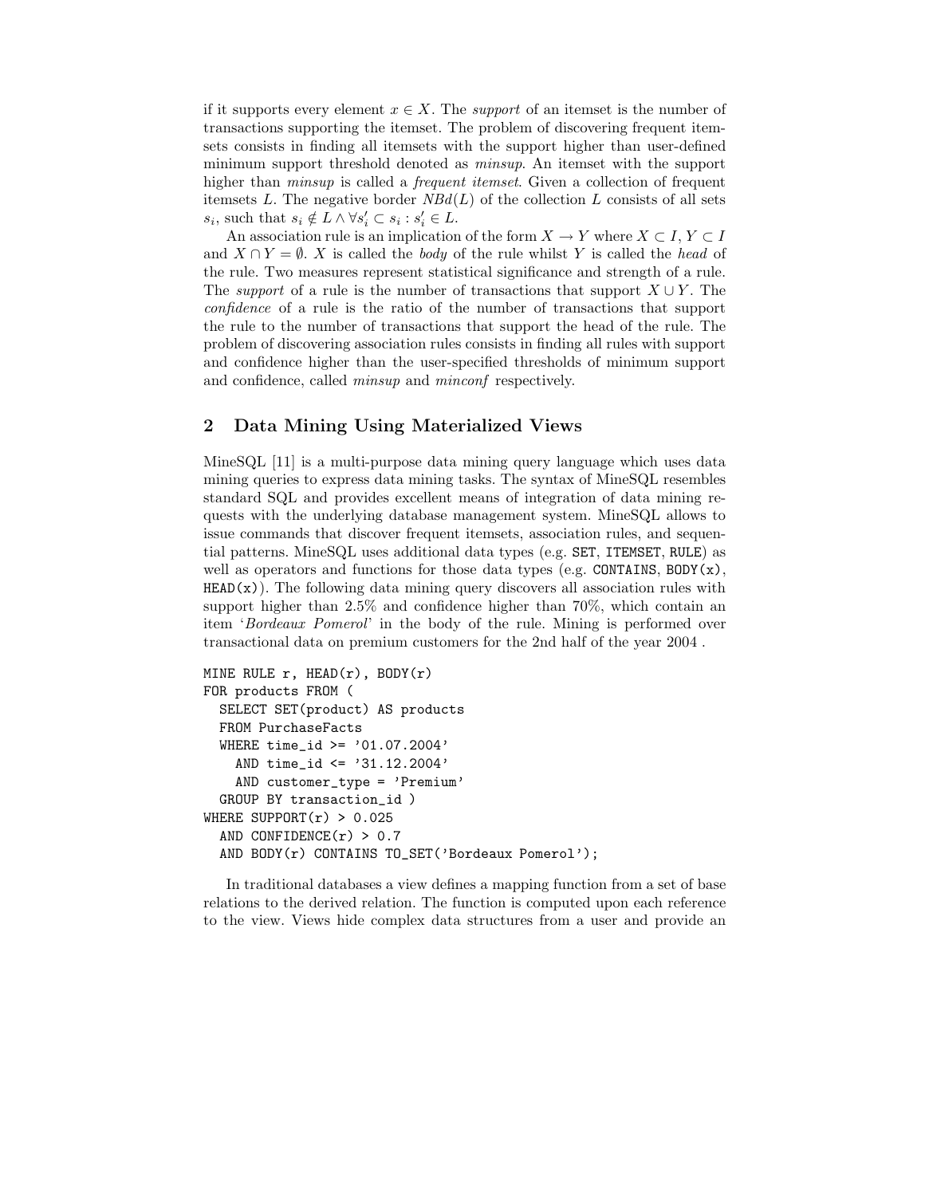if it supports every element $x \in X$. The *support* of an itemset is the number of transactions supporting the itemset. The problem of discovering frequent itemsets consists in finding all itemsets with the support higher than user-defined minimum support threshold denoted as *minsup*. An itemset with the support higher than *minsup* is called a *frequent itemset*. Given a collection of frequent itemsets $L$. The negative border $NBd(L)$ of the collection $L$ consists of all sets $s_i$, such that $s_i \notin L \wedge \forall s'_i \subset s_i : s'_i \in L$.

An association rule is an implication of the form $X \rightarrow Y$ where $X \subset I$, $Y \subset I$ and $X \cap Y = \emptyset$. $X$ is called the *body* of the rule whilst $Y$ is called the *head* of the rule. Two measures represent statistical significance and strength of a rule. The *support* of a rule is the number of transactions that support $X \cup Y$. The *confidence* of a rule is the ratio of the number of transactions that support the rule to the number of transactions that support the head of the rule. The problem of discovering association rules consists in finding all rules with support and confidence higher than the user-specified thresholds of minimum support and confidence, called *minsup* and *minconf* respectively.

## 2 Data Mining Using Materialized Views

MineSQL [11] is a multi-purpose data mining query language which uses data mining queries to express data mining tasks. The syntax of MineSQL resembles standard SQL and provides excellent means of integration of data mining requests with the underlying database management system. MineSQL allows to issue commands that discover frequent itemsets, association rules, and sequential patterns. MineSQL uses additional data types (e.g. `SET`, `ITEMSET`, `RULE`) as well as operators and functions for those data types (e.g. `CONTAINS`, `BODY(x)`, `HEAD(x)`). The following data mining query discovers all association rules with support higher than 2.5% and confidence higher than 70%, which contain an item '*Bordeaux Pomerol*' in the body of the rule. Mining is performed over transactional data on premium customers for the 2nd half of the year 2004 .

```
MINE RULE r, HEAD(r), BODY(r)
FOR products FROM (
  SELECT SET(product) AS products
  FROM PurchaseFacts
  WHERE time_id >= '01.07.2004'
    AND time_id <= '31.12.2004'
    AND customer_type = 'Premium'
  GROUP BY transaction_id )
WHERE SUPPORT(r) > 0.025
  AND CONFIDENCE(r) > 0.7
  AND BODY(r) CONTAINS TO_SET('Bordeaux Pomerol');
```

In traditional databases a view defines a mapping function from a set of base relations to the derived relation. The function is computed upon each reference to the view. Views hide complex data structures from a user and provide an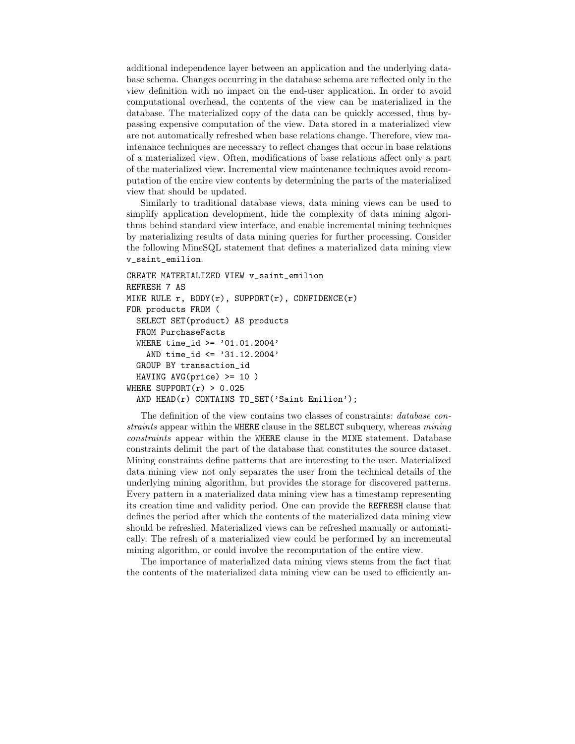additional independence layer between an application and the underlying database schema. Changes occurring in the database schema are reflected only in the view definition with no impact on the end-user application. In order to avoid computational overhead, the contents of the view can be materialized in the database. The materialized copy of the data can be quickly accessed, thus bypassing expensive computation of the view. Data stored in a materialized view are not automatically refreshed when base relations change. Therefore, view maintenance techniques are necessary to reflect changes that occur in base relations of a materialized view. Often, modifications of base relations affect only a part of the materialized view. Incremental view maintenance techniques avoid recomputation of the entire view contents by determining the parts of the materialized view that should be updated.

Similarly to traditional database views, data mining views can be used to simplify application development, hide the complexity of data mining algorithms behind standard view interface, and enable incremental mining techniques by materializing results of data mining queries for further processing. Consider the following MineSQL statement that defines a materialized data mining view `v_saint_emilion`.

```
CREATE MATERIALIZED VIEW v_saint_emilion
REFRESH 7 AS
MINE RULE r, BODY(r), SUPPORT(r), CONFIDENCE(r)
FOR products FROM (
  SELECT SET(product) AS products
  FROM PurchaseFacts
  WHERE time_id >= '01.01.2004'
    AND time_id <= '31.12.2004'
  GROUP BY transaction_id
  HAVING AVG(price) >= 10 )
WHERE SUPPORT(r) > 0.025
  AND HEAD(r) CONTAINS TO_SET('Saint Emilion');
```

The definition of the view contains two classes of constraints: *database constraints* appear within the `WHERE` clause in the `SELECT` subquery, whereas *mining constraints* appear within the `WHERE` clause in the `MINE` statement. Database constraints delimit the part of the database that constitutes the source dataset. Mining constraints define patterns that are interesting to the user. Materialized data mining view not only separates the user from the technical details of the underlying mining algorithm, but provides the storage for discovered patterns. Every pattern in a materialized data mining view has a timestamp representing its creation time and validity period. One can provide the `REFRESH` clause that defines the period after which the contents of the materialized data mining view should be refreshed. Materialized views can be refreshed manually or automatically. The refresh of a materialized view could be performed by an incremental mining algorithm, or could involve the recomputation of the entire view.

The importance of materialized data mining views stems from the fact that the contents of the materialized data mining view can be used to efficiently an-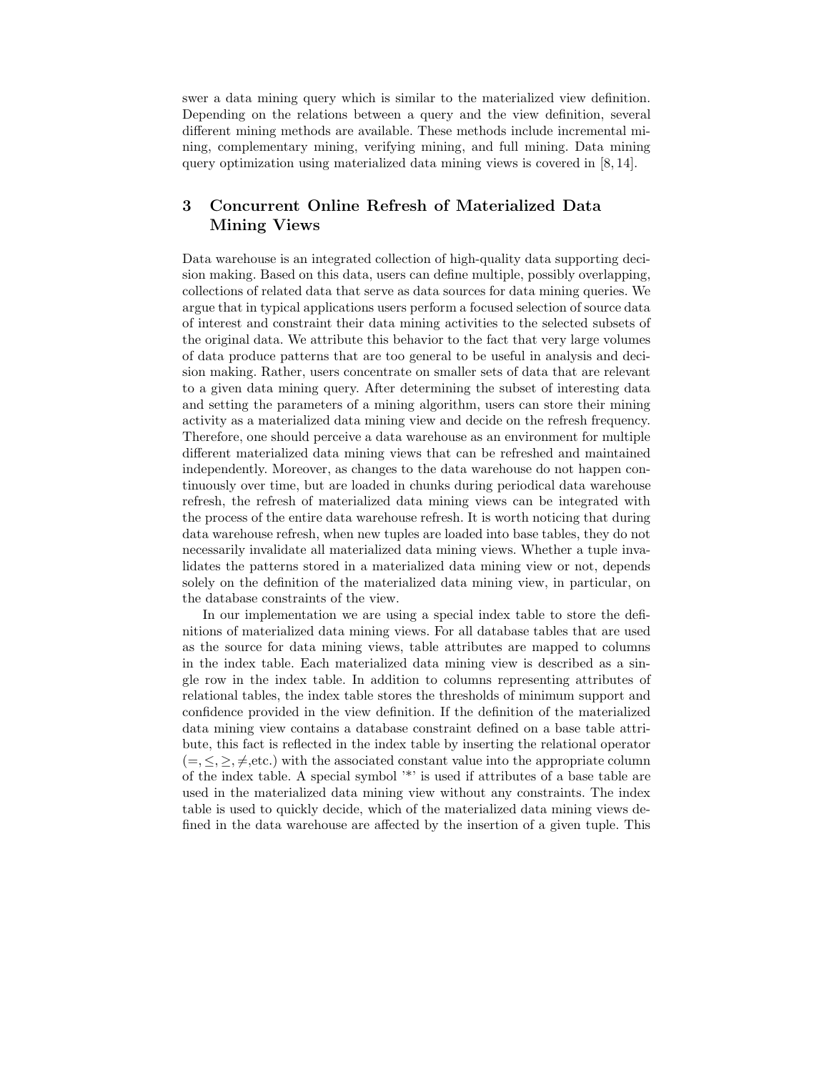swer a data mining query which is similar to the materialized view definition. Depending on the relations between a query and the view definition, several different mining methods are available. These methods include incremental mining, complementary mining, verifying mining, and full mining. Data mining query optimization using materialized data mining views is covered in [8, 14].

## 3 Concurrent Online Refresh of Materialized Data Mining Views

Data warehouse is an integrated collection of high-quality data supporting decision making. Based on this data, users can define multiple, possibly overlapping, collections of related data that serve as data sources for data mining queries. We argue that in typical applications users perform a focused selection of source data of interest and constraint their data mining activities to the selected subsets of the original data. We attribute this behavior to the fact that very large volumes of data produce patterns that are too general to be useful in analysis and decision making. Rather, users concentrate on smaller sets of data that are relevant to a given data mining query. After determining the subset of interesting data and setting the parameters of a mining algorithm, users can store their mining activity as a materialized data mining view and decide on the refresh frequency. Therefore, one should perceive a data warehouse as an environment for multiple different materialized data mining views that can be refreshed and maintained independently. Moreover, as changes to the data warehouse do not happen continuously over time, but are loaded in chunks during periodical data warehouse refresh, the refresh of materialized data mining views can be integrated with the process of the entire data warehouse refresh. It is worth noticing that during data warehouse refresh, when new tuples are loaded into base tables, they do not necessarily invalidate all materialized data mining views. Whether a tuple invalidates the patterns stored in a materialized data mining view or not, depends solely on the definition of the materialized data mining view, in particular, on the database constraints of the view.

In our implementation we are using a special index table to store the definitions of materialized data mining views. For all database tables that are used as the source for data mining views, table attributes are mapped to columns in the index table. Each materialized data mining view is described as a single row in the index table. In addition to columns representing attributes of relational tables, the index table stores the thresholds of minimum support and confidence provided in the view definition. If the definition of the materialized data mining view contains a database constraint defined on a base table attribute, this fact is reflected in the index table by inserting the relational operator ($=, \leq, \geq, \neq$,etc.) with the associated constant value into the appropriate column of the index table. A special symbol '*' is used if attributes of a base table are used in the materialized data mining view without any constraints. The index table is used to quickly decide, which of the materialized data mining views defined in the data warehouse are affected by the insertion of a given tuple. This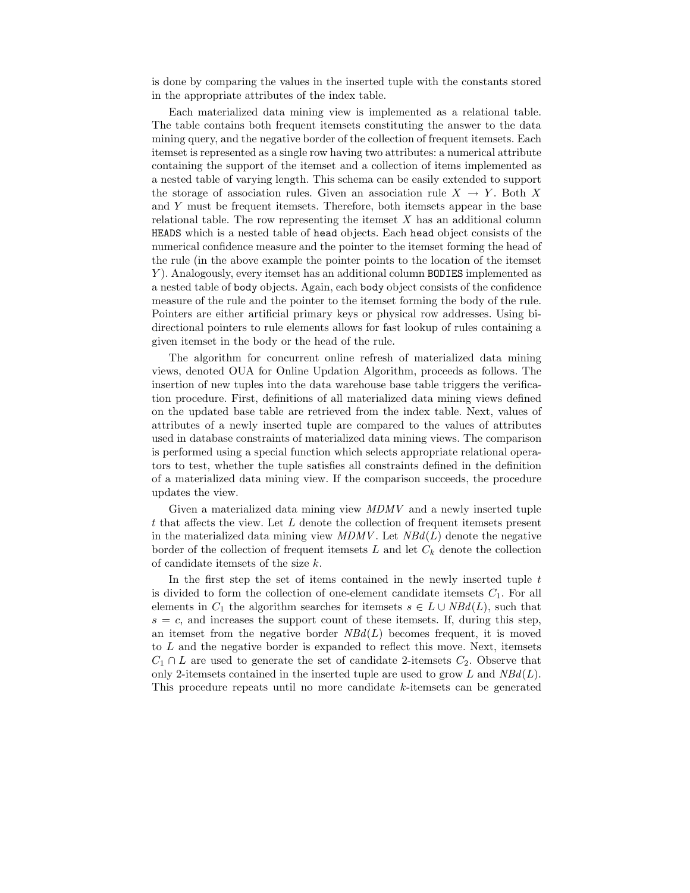is done by comparing the values in the inserted tuple with the constants stored in the appropriate attributes of the index table.

Each materialized data mining view is implemented as a relational table. The table contains both frequent itemsets constituting the answer to the data mining query, and the negative border of the collection of frequent itemsets. Each itemset is represented as a single row having two attributes: a numerical attribute containing the support of the itemset and a collection of items implemented as a nested table of varying length. This schema can be easily extended to support the storage of association rules. Given an association rule $X \rightarrow Y$. Both $X$ and $Y$ must be frequent itemsets. Therefore, both itemsets appear in the base relational table. The row representing the itemset $X$ has an additional column `HEADS` which is a nested table of `head` objects. Each `head` object consists of the numerical confidence measure and the pointer to the itemset forming the head of the rule (in the above example the pointer points to the location of the itemset $Y$). Analogously, every itemset has an additional column `BODIES` implemented as a nested table of `body` objects. Again, each `body` object consists of the confidence measure of the rule and the pointer to the itemset forming the body of the rule. Pointers are either artificial primary keys or physical row addresses. Using bi-directional pointers to rule elements allows for fast lookup of rules containing a given itemset in the body or the head of the rule.

The algorithm for concurrent online refresh of materialized data mining views, denoted OUA for Online Updation Algorithm, proceeds as follows. The insertion of new tuples into the data warehouse base table triggers the verification procedure. First, definitions of all materialized data mining views defined on the updated base table are retrieved from the index table. Next, values of attributes of a newly inserted tuple are compared to the values of attributes used in database constraints of materialized data mining views. The comparison is performed using a special function which selects appropriate relational operators to test, whether the tuple satisfies all constraints defined in the definition of a materialized data mining view. If the comparison succeeds, the procedure updates the view.

Given a materialized data mining view *MDMV* and a newly inserted tuple $t$ that affects the view. Let $L$ denote the collection of frequent itemsets present in the materialized data mining view *MDMV*. Let $NBd(L)$ denote the negative border of the collection of frequent itemsets $L$ and let $C_k$ denote the collection of candidate itemsets of the size $k$.

In the first step the set of items contained in the newly inserted tuple $t$ is divided to form the collection of one-element candidate itemsets $C_1$. For all elements in $C_1$ the algorithm searches for itemsets $s \in L \cup NBd(L)$, such that $s = c$, and increases the support count of these itemsets. If, during this step, an itemset from the negative border $NBd(L)$ becomes frequent, it is moved to $L$ and the negative border is expanded to reflect this move. Next, itemsets $C_1 \cap L$ are used to generate the set of candidate 2-itemsets $C_2$. Observe that only 2-itemsets contained in the inserted tuple are used to grow $L$ and $NBd(L)$. This procedure repeats until no more candidate $k$-itemsets can be generated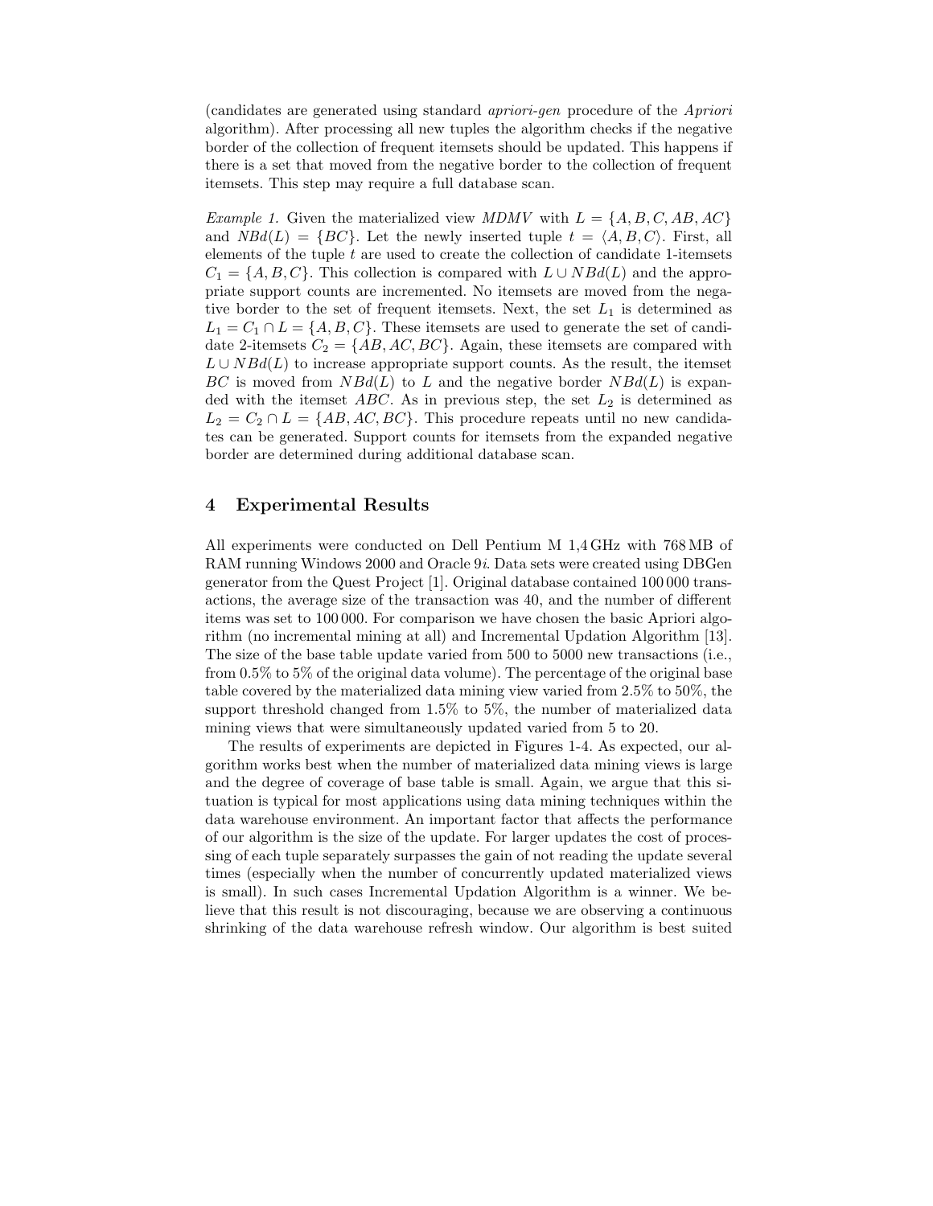(candidates are generated using standard *apriori-gen* procedure of the *Apriori* algorithm). After processing all new tuples the algorithm checks if the negative border of the collection of frequent itemsets should be updated. This happens if there is a set that moved from the negative border to the collection of frequent itemsets. This step may require a full database scan.

*Example 1.* Given the materialized view *MDMV* with $L = \{A, B, C, AB, AC\}$ and $NBd(L) = \{BC\}$. Let the newly inserted tuple $t = \langle A, B, C \rangle$. First, all elements of the tuple $t$ are used to create the collection of candidate 1-itemsets $C_1 = \{A, B, C\}$. This collection is compared with $L \cup NBd(L)$ and the appropriate support counts are incremented. No itemsets are moved from the negative border to the set of frequent itemsets. Next, the set $L_1$ is determined as $L_1 = C_1 \cap L = \{A, B, C\}$. These itemsets are used to generate the set of candidate 2-itemsets $C_2 = \{AB, AC, BC\}$. Again, these itemsets are compared with $L \cup NBd(L)$ to increase appropriate support counts. As the result, the itemset $BC$ is moved from $NBd(L)$ to $L$ and the negative border $NBd(L)$ is expanded with the itemset $ABC$. As in previous step, the set $L_2$ is determined as $L_2 = C_2 \cap L = \{AB, AC, BC\}$. This procedure repeats until no new candidates can be generated. Support counts for itemsets from the expanded negative border are determined during additional database scan.

## 4 Experimental Results

All experiments were conducted on Dell Pentium M 1,4 GHz with 768 MB of RAM running Windows 2000 and Oracle 9*i*. Data sets were created using DBGen generator from the Quest Project [1]. Original database contained 100 000 transactions, the average size of the transaction was 40, and the number of different items was set to 100 000. For comparison we have chosen the basic Apriori algorithm (no incremental mining at all) and Incremental Updation Algorithm [13]. The size of the base table update varied from 500 to 5000 new transactions (i.e., from 0.5% to 5% of the original data volume). The percentage of the original base table covered by the materialized data mining view varied from 2.5% to 50%, the support threshold changed from 1.5% to 5%, the number of materialized data mining views that were simultaneously updated varied from 5 to 20.

The results of experiments are depicted in Figures 1-4. As expected, our algorithm works best when the number of materialized data mining views is large and the degree of coverage of base table is small. Again, we argue that this situation is typical for most applications using data mining techniques within the data warehouse environment. An important factor that affects the performance of our algorithm is the size of the update. For larger updates the cost of processing of each tuple separately surpasses the gain of not reading the update several times (especially when the number of concurrently updated materialized views is small). In such cases Incremental Updation Algorithm is a winner. We believe that this result is not discouraging, because we are observing a continuous shrinking of the data warehouse refresh window. Our algorithm is best suited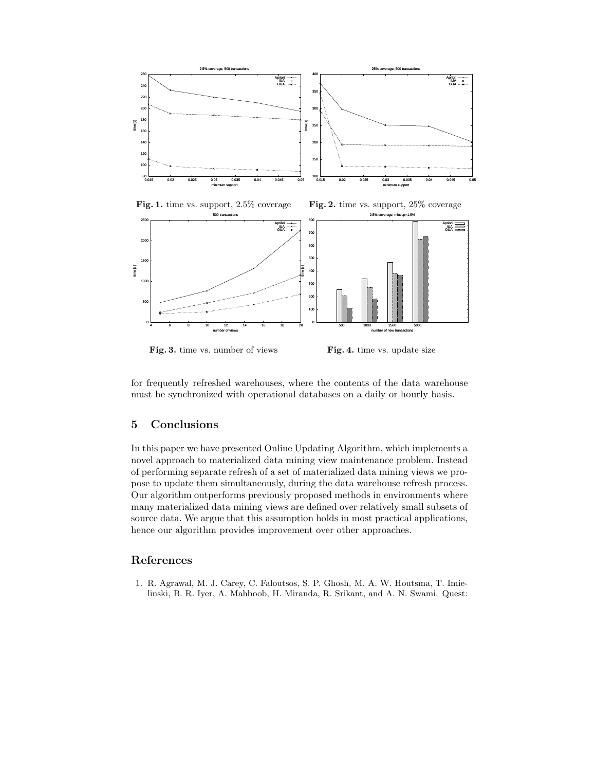Fig. 1. time vs. support, 2.5% coverage

Fig. 2. time vs. support, 25% coverage

Fig. 3. time vs. number of views

Fig. 4. time vs. update size

for frequently refreshed warehouses, where the contents of the data warehouse must be synchronized with operational databases on a daily or hourly basis.

## 5 Conclusions

In this paper we have presented Online Updating Algorithm, which implements a novel approach to materialized data mining view maintenance problem. Instead of performing separate refresh of a set of materialized data mining views we propose to update them simultaneously, during the data warehouse refresh process. Our algorithm outperforms previously proposed methods in environments where many materialized data mining views are defined over relatively small subsets of source data. We argue that this assumption holds in most practical applications, hence our algorithm provides improvement over other approaches.

## References

1. R. Agrawal, M. J. Carey, C. Faloutsos, S. P. Ghosh, M. A. W. Houtsma, T. Imielinski, B. R. Iyer, A. Mahboob, H. Miranda, R. Srikant, and A. N. Swami. Quest: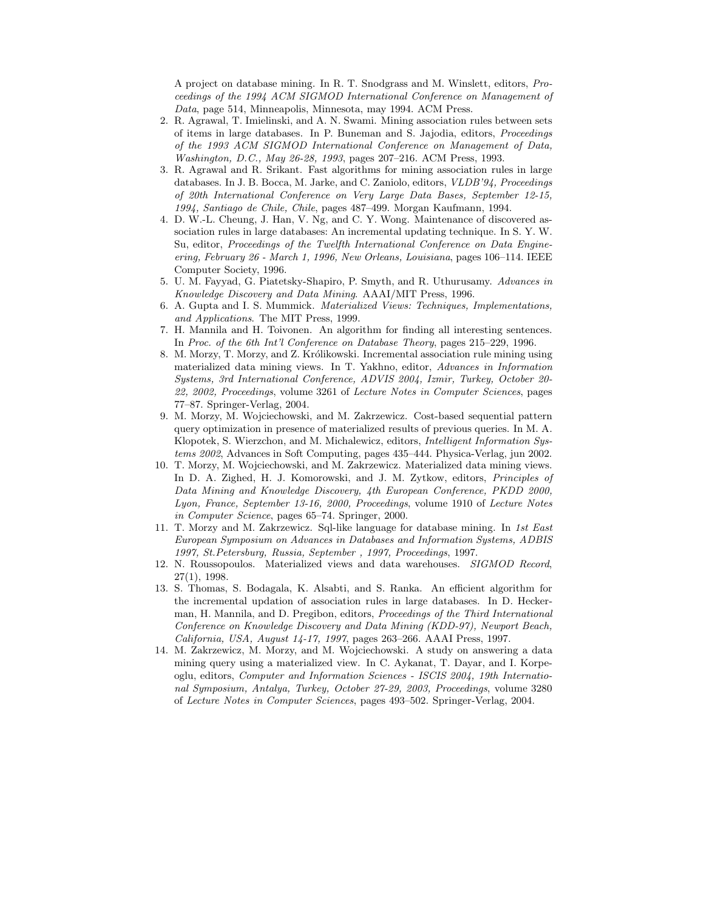A project on database mining. In R. T. Snodgrass and M. Winslett, editors, *Proceedings of the 1994 ACM SIGMOD International Conference on Management of Data*, page 514, Minneapolis, Minnesota, may 1994. ACM Press.

2. R. Agrawal, T. Imielinski, and A. N. Swami. Mining association rules between sets of items in large databases. In P. Buneman and S. Jajodia, editors, *Proceedings of the 1993 ACM SIGMOD International Conference on Management of Data, Washington, D.C., May 26-28, 1993*, pages 207–216. ACM Press, 1993.
3. R. Agrawal and R. Srikant. Fast algorithms for mining association rules in large databases. In J. B. Bocca, M. Jarke, and C. Zaniolo, editors, *VLDB'94, Proceedings of 20th International Conference on Very Large Data Bases, September 12-15, 1994, Santiago de Chile, Chile*, pages 487–499. Morgan Kaufmann, 1994.
4. D. W.-L. Cheung, J. Han, V. Ng, and C. Y. Wong. Maintenance of discovered association rules in large databases: An incremental updating technique. In S. Y. W. Su, editor, *Proceedings of the Twelfth International Conference on Data Engineering, February 26 - March 1, 1996, New Orleans, Louisiana*, pages 106–114. IEEE Computer Society, 1996.
5. U. M. Fayyad, G. Piatetsky-Shapiro, P. Smyth, and R. Uthurusamy. *Advances in Knowledge Discovery and Data Mining*. AAAI/MIT Press, 1996.
6. A. Gupta and I. S. Mummick. *Materialized Views: Techniques, Implementations, and Applications*. The MIT Press, 1999.
7. H. Mannila and H. Toivonen. An algorithm for finding all interesting sentences. In *Proc. of the 6th Int'l Conference on Database Theory*, pages 215–229, 1996.
8. M. Morzy, T. Morzy, and Z. Królikowski. Incremental association rule mining using materialized data mining views. In T. Yakhno, editor, *Advances in Information Systems, 3rd International Conference, ADVIS 2004, Izmir, Turkey, October 20-22, 2002, Proceedings*, volume 3261 of *Lecture Notes in Computer Sciences*, pages 77–87. Springer-Verlag, 2004.
9. M. Morzy, M. Wojciechowski, and M. Zakrzewicz. Cost-based sequential pattern query optimization in presence of materialized results of previous queries. In M. A. Klopotek, S. Wierzchon, and M. Michalewicz, editors, *Intelligent Information Systems 2002*, Advances in Soft Computing, pages 435–444. Physica-Verlag, jun 2002.
10. T. Morzy, M. Wojciechowski, and M. Zakrzewicz. Materialized data mining views. In D. A. Zighed, H. J. Komorowski, and J. M. Zytkow, editors, *Principles of Data Mining and Knowledge Discovery, 4th European Conference, PKDD 2000, Lyon, France, September 13-16, 2000, Proceedings*, volume 1910 of *Lecture Notes in Computer Science*, pages 65–74. Springer, 2000.
11. T. Morzy and M. Zakrzewicz. Sql-like language for database mining. In *1st East European Symposium on Advances in Databases and Information Systems, ADBIS 1997, St.Petersburg, Russia, September , 1997, Proceedings*, 1997.
12. N. Roussopoulos. Materialized views and data warehouses. *SIGMOD Record*, 27(1), 1998.
13. S. Thomas, S. Bodagala, K. Alsabti, and S. Ranka. An efficient algorithm for the incremental updation of association rules in large databases. In D. Heckerman, H. Mannila, and D. Pregibon, editors, *Proceedings of the Third International Conference on Knowledge Discovery and Data Mining (KDD-97), Newport Beach, California, USA, August 14-17, 1997*, pages 263–266. AAAI Press, 1997.
14. M. Zakrzewicz, M. Morzy, and M. Wojciechowski. A study on answering a data mining query using a materialized view. In C. Aykanat, T. Dayar, and I. Korpeoglu, editors, *Computer and Information Sciences - ISCIS 2004, 19th International Symposium, Antalya, Turkey, October 27-29, 2003, Proceedings*, volume 3280 of *Lecture Notes in Computer Sciences*, pages 493–502. Springer-Verlag, 2004.